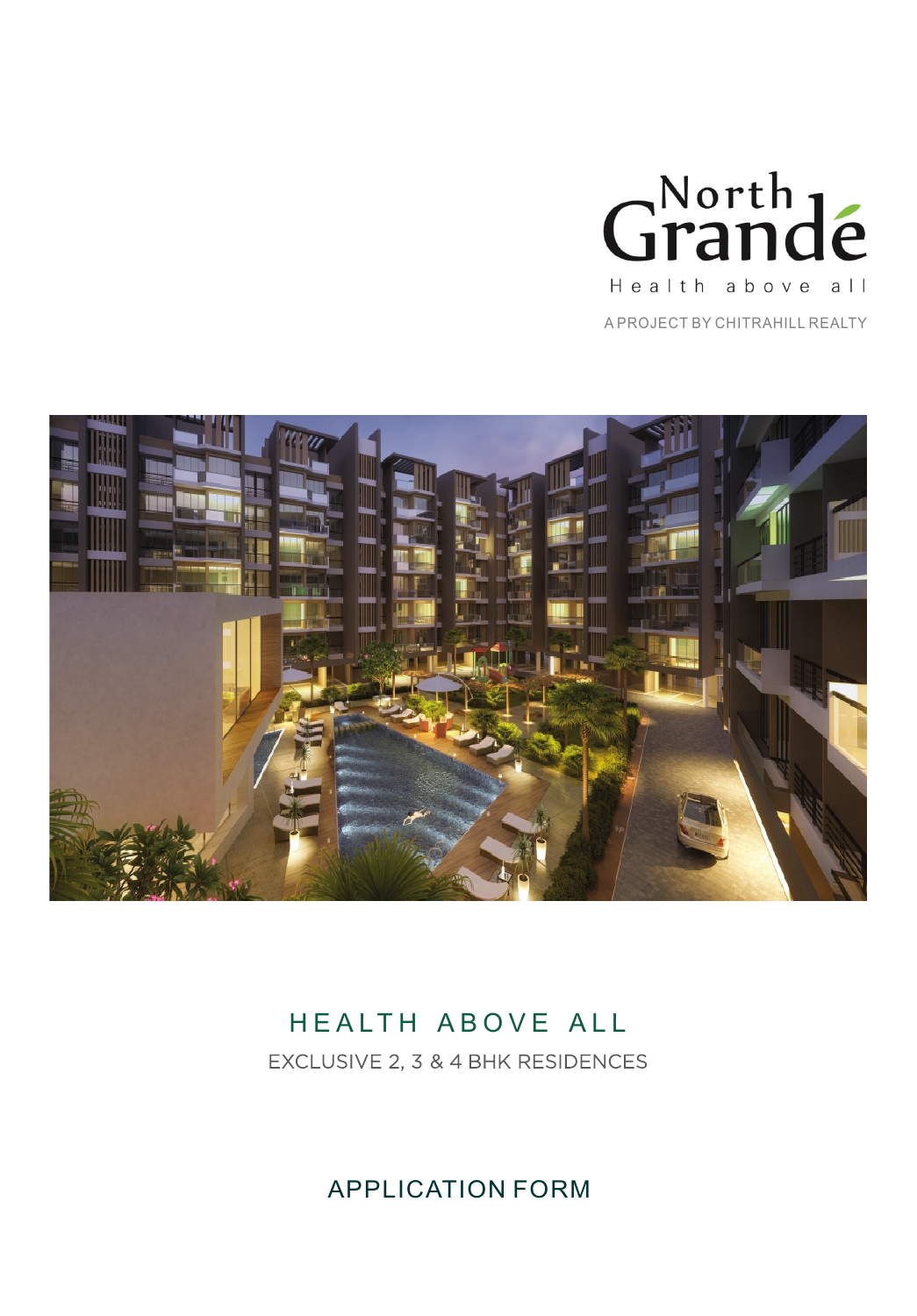# North Grandé

Health above all

A PROJECT BY CHITRAHILL REALTY

## HEALTH ABOVE ALL

EXCLUSIVE 2, 3 & 4 BHK RESIDENCES

## APPLICATION FORM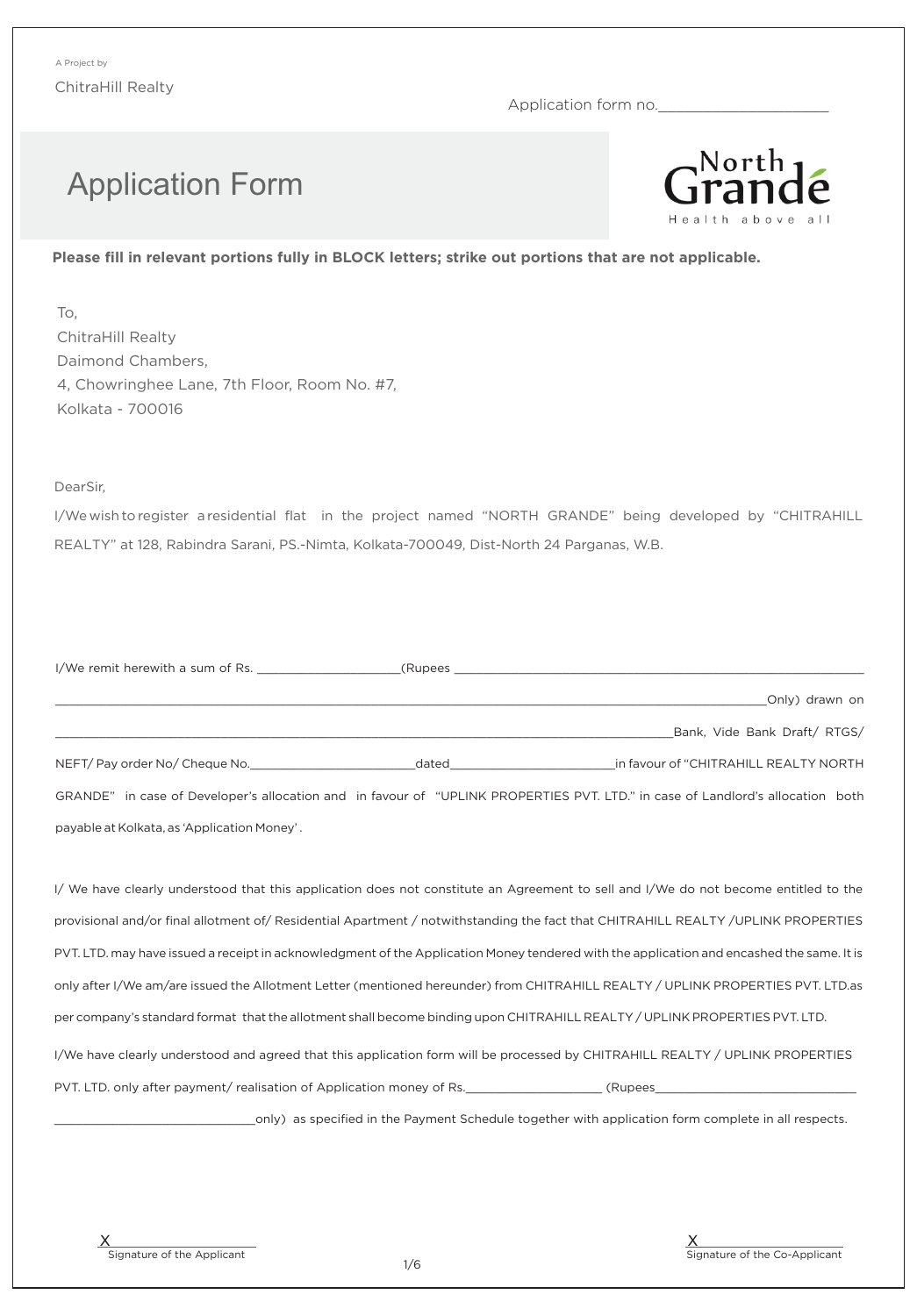A Project by

ChitraHill Realty

Application form no.____________________

# Application Form

North Grande
Health above all

**Please fill in relevant portions fully in BLOCK letters; strike out portions that are not applicable.**

To,
ChitraHill Realty
Daimond Chambers,
4, Chowringhee Lane, 7th Floor, Room No. #7,
Kolkata - 700016

DearSir,

I/We wish to register a residential flat in the project named "NORTH GRANDE" being developed by "CHITRAHILL REALTY" at 128, Rabindra Sarani, PS.-Nimta, Kolkata-700049, Dist-North 24 Parganas, W.B.

I/We remit herewith a sum of Rs. ____________________(Rupees ____________________________________________________________ ____________________________________________________________Only) drawn on ____________________________________________________________Bank, Vide Bank Draft/ RTGS/ NEFT/ Pay order No/ Cheque No.________________________dated________________________in favour of "CHITRAHILL REALTY NORTH GRANDE" in case of Developer's allocation and in favour of "UPLINK PROPERTIES PVT. LTD." in case of Landlord's allocation both payable at Kolkata, as 'Application Money'.

I/ We have clearly understood that this application does not constitute an Agreement to sell and I/We do not become entitled to the provisional and/or final allotment of/ Residential Apartment / notwithstanding the fact that CHITRAHILL REALTY /UPLINK PROPERTIES PVT. LTD. may have issued a receipt in acknowledgment of the Application Money tendered with the application and encashed the same. It is only after I/We am/are issued the Allotment Letter (mentioned hereunder) from CHITRAHILL REALTY / UPLINK PROPERTIES PVT. LTD.as per company's standard format that the allotment shall become binding upon CHITRAHILL REALTY / UPLINK PROPERTIES PVT. LTD.

I/We have clearly understood and agreed that this application form will be processed by CHITRAHILL REALTY / UPLINK PROPERTIES PVT. LTD. only after payment/ realisation of Application money of Rs.____________________ (Rupees______________________________ ______________________________only) as specified in the Payment Schedule together with application form complete in all respects.

X____________________
Signature of the Applicant

X____________________
Signature of the Co-Applicant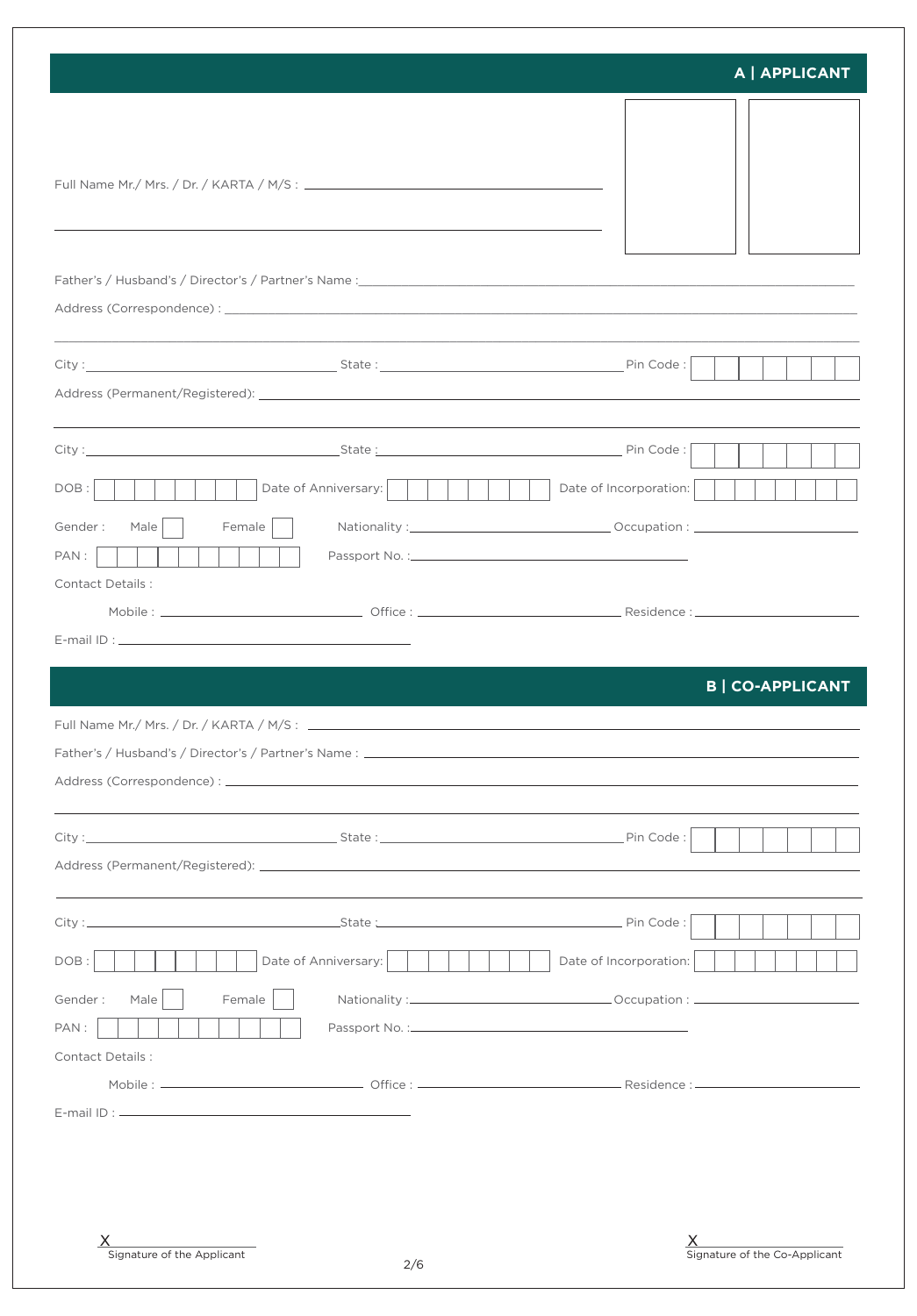## A | APPLICANT

Full Name Mr./ Mrs. / Dr. / KARTA / M/S : ______________________________

______________________________

Father's / Husband's / Director's / Partner's Name : ______________________________

Address (Correspondence) : ______________________________

______________________________

City : ______________ State : ______________ Pin Code : ______

Address (Permanent/Registered): ______________________________

______________________________

City : ______________ State : ______________ Pin Code : ______

DOB : ______ Date of Anniversary: ______ Date of Incorporation: ______

Gender : Male ☐ Female ☐ Nationality : ______________ Occupation : ______________

PAN : ______ Passport No. : ______________

Contact Details :

Mobile : ______________ Office : ______________ Residence : ______________

E-mail ID : ______________

## B | CO-APPLICANT

Full Name Mr./ Mrs. / Dr. / KARTA / M/S : ______________________________

Father's / Husband's / Director's / Partner's Name : ______________________________

Address (Correspondence) : ______________________________

______________________________

City : ______________ State : ______________ Pin Code : ______

Address (Permanent/Registered): ______________________________

______________________________

City : ______________ State : ______________ Pin Code : ______

DOB : ______ Date of Anniversary: ______ Date of Incorporation: ______

Gender : Male ☐ Female ☐ Nationality : ______________ Occupation : ______________

PAN : ______ Passport No. : ______________

Contact Details :

Mobile : ______________ Office : ______________ Residence : ______________

E-mail ID : ______________

X ______________
Signature of the Applicant

X ______________
Signature of the Co-Applicant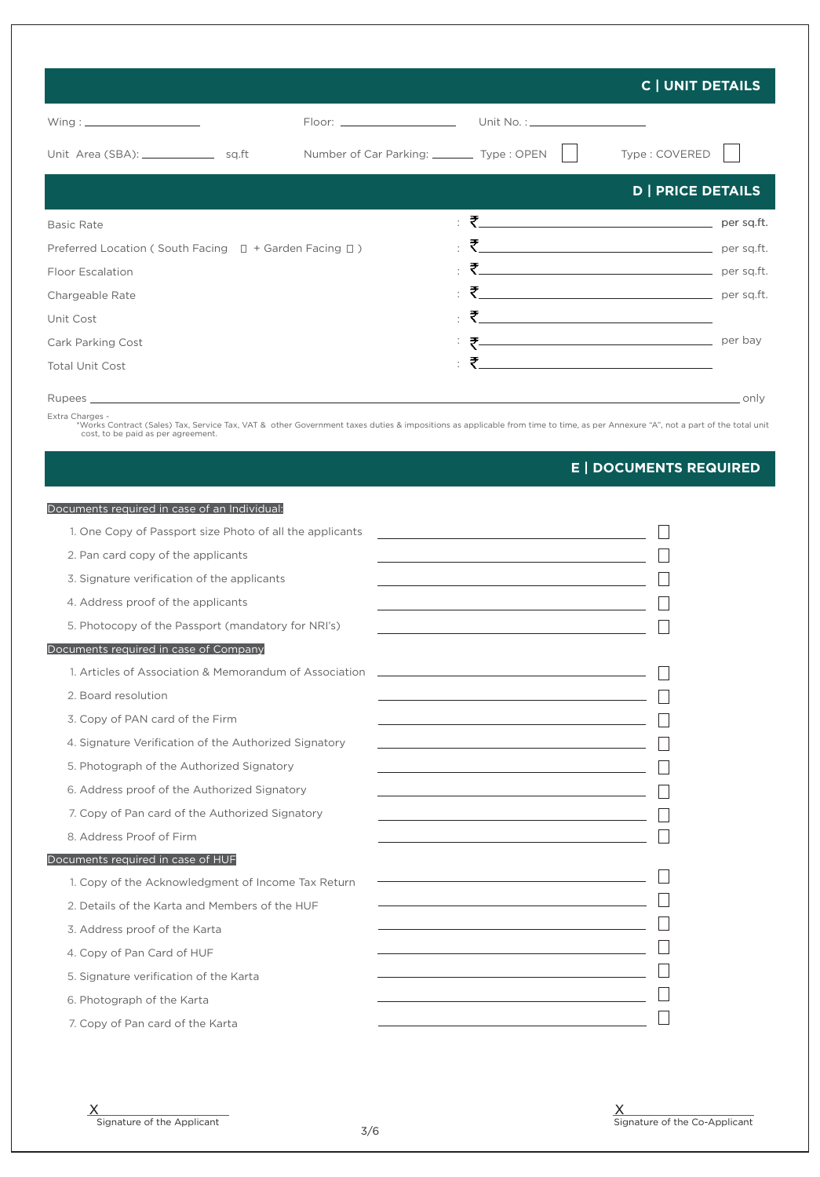## C | UNIT DETAILS

Wing : \_\_\_\_\_\_\_\_\_\_\_\_\_\_\_\_\_\_ Floor: \_\_\_\_\_\_\_\_\_\_\_\_\_\_\_\_\_\_ Unit No. : \_\_\_\_\_\_\_\_\_\_\_\_\_\_\_\_\_\_

Unit Area (SBA): \_\_\_\_\_\_\_\_\_\_\_\_ sq.ft Number of Car Parking: \_\_\_\_\_\_\_ Type : OPEN ☐ Type : COVERED ☐

## D | PRICE DETAILS

| | | |
|---|---|---|
| Basic Rate | : ₹\_\_\_\_\_\_\_\_\_\_\_\_\_\_\_\_\_\_\_\_ | per sq.ft. |
| Preferred Location ( South Facing ☐ + Garden Facing ☐ ) | : ₹\_\_\_\_\_\_\_\_\_\_\_\_\_\_\_\_\_\_\_\_ | per sq.ft. |
| Floor Escalation | : ₹\_\_\_\_\_\_\_\_\_\_\_\_\_\_\_\_\_\_\_\_ | per sq.ft. |
| Chargeable Rate | : ₹\_\_\_\_\_\_\_\_\_\_\_\_\_\_\_\_\_\_\_\_ | per sq.ft. |
| Unit Cost | : ₹\_\_\_\_\_\_\_\_\_\_\_\_\_\_\_\_\_\_\_\_ | |
| Cark Parking Cost | : ₹\_\_\_\_\_\_\_\_\_\_\_\_\_\_\_\_\_\_\_\_ | per bay |
| Total Unit Cost | : ₹\_\_\_\_\_\_\_\_\_\_\_\_\_\_\_\_\_\_\_\_ | |

Rupees \_\_\_\_\_\_\_\_\_\_\_\_\_\_\_\_\_\_\_\_\_\_\_\_\_\_\_\_\_\_\_\_\_\_\_\_\_\_\_\_\_\_\_\_\_\_\_\_\_\_\_\_ only

Extra Charges -
*Works Contract (Sales) Tax, Service Tax, VAT & other Government taxes duties & impositions as applicable from time to time, as per Annexure "A", not a part of the total unit cost, to be paid as per agreement.

## E | DOCUMENTS REQUIRED

**Documents required in case of an Individual:**

1. One Copy of Passport size Photo of all the applicants \_\_\_\_\_\_\_\_\_\_\_\_\_\_\_\_\_\_\_\_ ☐
2. Pan card copy of the applicants \_\_\_\_\_\_\_\_\_\_\_\_\_\_\_\_\_\_\_\_ ☐
3. Signature verification of the applicants \_\_\_\_\_\_\_\_\_\_\_\_\_\_\_\_\_\_\_\_ ☐
4. Address proof of the applicants \_\_\_\_\_\_\_\_\_\_\_\_\_\_\_\_\_\_\_\_ ☐
5. Photocopy of the Passport (mandatory for NRI's) \_\_\_\_\_\_\_\_\_\_\_\_\_\_\_\_\_\_\_\_ ☐

**Documents required in case of Company**

1. Articles of Association & Memorandum of Association \_\_\_\_\_\_\_\_\_\_\_\_\_\_\_\_\_\_\_\_ ☐
2. Board resolution \_\_\_\_\_\_\_\_\_\_\_\_\_\_\_\_\_\_\_\_ ☐
3. Copy of PAN card of the Firm \_\_\_\_\_\_\_\_\_\_\_\_\_\_\_\_\_\_\_\_ ☐
4. Signature Verification of the Authorized Signatory \_\_\_\_\_\_\_\_\_\_\_\_\_\_\_\_\_\_\_\_ ☐
5. Photograph of the Authorized Signatory \_\_\_\_\_\_\_\_\_\_\_\_\_\_\_\_\_\_\_\_ ☐
6. Address proof of the Authorized Signatory \_\_\_\_\_\_\_\_\_\_\_\_\_\_\_\_\_\_\_\_ ☐
7. Copy of Pan card of the Authorized Signatory \_\_\_\_\_\_\_\_\_\_\_\_\_\_\_\_\_\_\_\_ ☐
8. Address Proof of Firm \_\_\_\_\_\_\_\_\_\_\_\_\_\_\_\_\_\_\_\_ ☐

**Documents required in case of HUF**

1. Copy of the Acknowledgment of Income Tax Return \_\_\_\_\_\_\_\_\_\_\_\_\_\_\_\_\_\_\_\_ ☐
2. Details of the Karta and Members of the HUF \_\_\_\_\_\_\_\_\_\_\_\_\_\_\_\_\_\_\_\_ ☐
3. Address proof of the Karta \_\_\_\_\_\_\_\_\_\_\_\_\_\_\_\_\_\_\_\_ ☐
4. Copy of Pan Card of HUF \_\_\_\_\_\_\_\_\_\_\_\_\_\_\_\_\_\_\_\_ ☐
5. Signature verification of the Karta \_\_\_\_\_\_\_\_\_\_\_\_\_\_\_\_\_\_\_\_ ☐
6. Photograph of the Karta \_\_\_\_\_\_\_\_\_\_\_\_\_\_\_\_\_\_\_\_ ☐
7. Copy of Pan card of the Karta \_\_\_\_\_\_\_\_\_\_\_\_\_\_\_\_\_\_\_\_ ☐

X \_\_\_\_\_\_\_\_\_\_\_\_\_\_\_\_\_\_\_\_
Signature of the Applicant

X \_\_\_\_\_\_\_\_\_\_\_\_\_\_\_\_\_\_\_\_
Signature of the Co-Applicant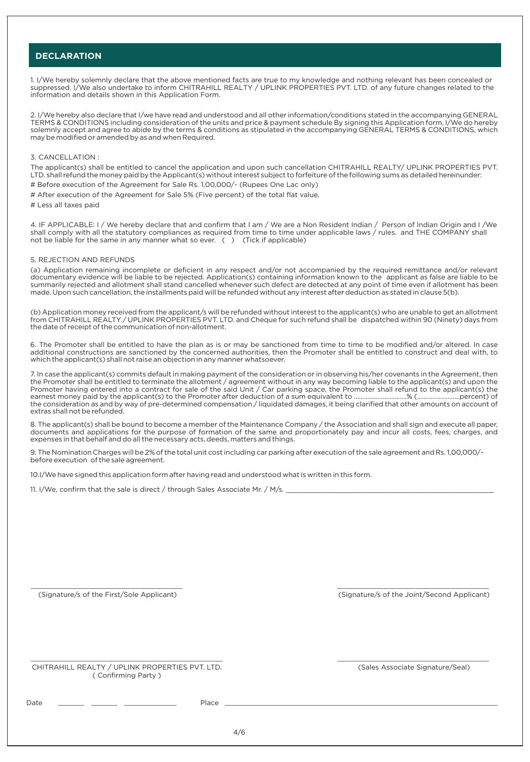## DECLARATION

1. I/We hereby solemnly declare that the above mentioned facts are true to my knowledge and nothing relevant has been concealed or suppressed. I/We also undertake to inform CHITRAHILL REALTY / UPLINK PROPERTIES PVT. LTD. of any future changes related to the information and details shown in this Application Form.

2. I/We hereby also declare that I/we have read and understood and all other information/conditions stated in the accompanying GENERAL TERMS & CONDITIONS including consideration of the units and price & payment schedule By signing this Application form, I/We do hereby solemnly accept and agree to abide by the terms & conditions as stipulated in the accompanying GENERAL TERMS & CONDITIONS, which may be modified or amended by as and when Required.

3. CANCELLATION :

The applicant(s) shall be entitled to cancel the application and upon such cancellation CHITRAHILL REALTY/ UPLINK PROPERTIES PVT. LTD. shall refund the money paid by the Applicant(s) without interest subject to forfeiture of the following sums as detailed hereinunder:

# Before execution of the Agreement for Sale Rs. 1,00,000/- (Rupees One Lac only)

# After execution of the Agreement for Sale 5% (Five percent) of the total flat value.

# Less all taxes paid

4. IF APPLICABLE: I / We hereby declare that and confirm that I am / We are a Non Resident Indian / Person of Indian Origin and I /We shall comply with all the statutory compliances as required from time to time under applicable laws / rules. and THE COMPANY shall not be liable for the same in any manner what so ever. ( ) (Tick if applicable)

5. REJECTION AND REFUNDS

(a) Application remaining incomplete or deficient in any respect and/or not accompanied by the required remittance and/or relevant documentary evidence will be liable to be rejected. Application(s) containing information known to the applicant as false are liable to be summarily rejected and allotment shall stand cancelled whenever such defect are detected at any point of time even if allotment has been made. Upon such cancellation, the installments paid will be refunded without any interest after deduction as stated in clause 5(b).

(b) Application money received from the applicant/s will be refunded without interest to the applicant(s) who are unable to get an allotment from CHITRAHILL REALTY / UPLINK PROPERTIES PVT. LTD. and Cheque for such refund shall be dispatched within 90 (Ninety) days from the date of receipt of the communication of non-allotment.

6. The Promoter shall be entitled to have the plan as is or may be sanctioned from time to time to be modified and/or altered. In case additional constructions are sanctioned by the concerned authorities, then the Promoter shall be entitled to construct and deal with, to which the applicant(s) shall not raise an objection in any manner whatsoever.

7. In case the applicant(s) commits default in making payment of the consideration or in observing his/her covenants in the Agreement, then the Promoter shall be entitled to terminate the allotment / agreement without in any way becoming liable to the applicant(s) and upon the Promoter having entered into a contract for sale of the said Unit / Car parking space, the Promoter shall refund to the applicant(s) the earnest money paid by the applicant(s) to the Promoter after deduction of a sum equivalent to ...............................% (.........................percent) of the consideration as and by way of pre-determined compensation / liquidated damages, it being clarified that other amounts on account of extras shall not be refunded.

8. The applicant(s) shall be bound to become a member of the Maintenance Company / the Association and shall sign and execute all paper, documents and applications for the purpose of formation of the same and proportionately pay and incur all costs, fees, charges, and expenses in that behalf and do all the necessary acts, deeds, matters and things.

9. The Nomination Charges will be 2% of the total unit cost including car parking after execution of the sale agreement and Rs. 1,00,000/- before execution of the sale agreement.

10.I/We have signed this application form after having read and understood what is written in this form.

11. I/We, confirm that the sale is direct / through Sales Associate Mr. / M/s. ____________________________________________

______________________________ (Signature/s of the First/Sole Applicant)

______________________________ (Signature/s of the Joint/Second Applicant)

______________________________ CHITRAHILL REALTY / UPLINK PROPERTIES PVT. LTD. ( Confirming Party )

______________________________ (Sales Associate Signature/Seal)

Date ______ ______ ____________ Place ____________________________________________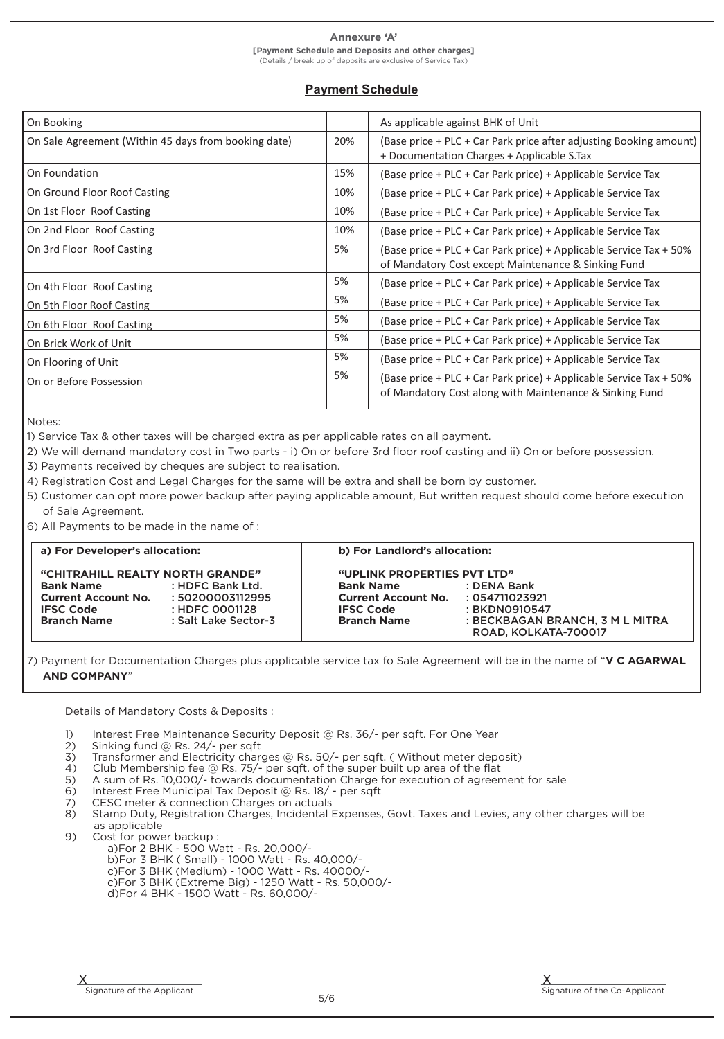**Annexure 'A'**

**[Payment Schedule and Deposits and other charges]**

(Details / break up of deposits are exclusive of Service Tax)

## Payment Schedule

| | | |
|---|---|---|
| On Booking | | As applicable against BHK of Unit |
| On Sale Agreement (Within 45 days from booking date) | 20% | (Base price + PLC + Car Park price after adjusting Booking amount) + Documentation Charges + Applicable S.Tax |
| On Foundation | 15% | (Base price + PLC + Car Park price) + Applicable Service Tax |
| On Ground Floor Roof Casting | 10% | (Base price + PLC + Car Park price) + Applicable Service Tax |
| On 1st Floor Roof Casting | 10% | (Base price + PLC + Car Park price) + Applicable Service Tax |
| On 2nd Floor Roof Casting | 10% | (Base price + PLC + Car Park price) + Applicable Service Tax |
| On 3rd Floor Roof Casting | 5% | (Base price + PLC + Car Park price) + Applicable Service Tax + 50% of Mandatory Cost except Maintenance & Sinking Fund |
| On 4th Floor Roof Casting | 5% | (Base price + PLC + Car Park price) + Applicable Service Tax |
| On 5th Floor Roof Casting | 5% | (Base price + PLC + Car Park price) + Applicable Service Tax |
| On 6th Floor Roof Casting | 5% | (Base price + PLC + Car Park price) + Applicable Service Tax |
| On Brick Work of Unit | 5% | (Base price + PLC + Car Park price) + Applicable Service Tax |
| On Flooring of Unit | 5% | (Base price + PLC + Car Park price) + Applicable Service Tax |
| On or Before Possession | 5% | (Base price + PLC + Car Park price) + Applicable Service Tax + 50% of Mandatory Cost along with Maintenance & Sinking Fund |

Notes:

1) Service Tax & other taxes will be charged extra as per applicable rates on all payment.
2) We will demand mandatory cost in Two parts - i) On or before 3rd floor roof casting and ii) On or before possession.
3) Payments received by cheques are subject to realisation.
4) Registration Cost and Legal Charges for the same will be extra and shall be born by customer.
5) Customer can opt more power backup after paying applicable amount, But written request should come before execution of Sale Agreement.
6) All Payments to be made in the name of :

| **a) For Developer's allocation:** | **b) For Landlord's allocation:** |
|---|---|
| **"CHITRAHILL REALTY NORTH GRANDE"** | **"UPLINK PROPERTIES PVT LTD"** |
| **Bank Name** : HDFC Bank Ltd. | **Bank Name** : DENA Bank |
| **Current Account No.** : 50200003112995 | **Current Account No.** : 054711023921 |
| **IFSC Code** : HDFC 0001128 | **IFSC Code** : BKDN0910547 |
| **Branch Name** : Salt Lake Sector-3 | **Branch Name** : BECKBAGAN BRANCH, 3 M L MITRA ROAD, KOLKATA-700017 |

7) Payment for Documentation Charges plus applicable service tax fo Sale Agreement will be in the name of "**V C AGARWAL AND COMPANY**"

Details of Mandatory Costs & Deposits :

1) Interest Free Maintenance Security Deposit @ Rs. 36/- per sqft. For One Year
2) Sinking fund @ Rs. 24/- per sqft
3) Transformer and Electricity charges @ Rs. 50/- per sqft. ( Without meter deposit)
4) Club Membership fee @ Rs. 75/- per sqft. of the super built up area of the flat
5) A sum of Rs. 10,000/- towards documentation Charge for execution of agreement for sale
6) Interest Free Municipal Tax Deposit @ Rs. 18/ - per sqft
7) CESC meter & connection Charges on actuals
8) Stamp Duty, Registration Charges, Incidental Expenses, Govt. Taxes and Levies, any other charges will be as applicable
9) Cost for power backup :
   - a)For 2 BHK - 500 Watt - Rs. 20,000/-
   - b)For 3 BHK ( Small) - 1000 Watt - Rs. 40,000/-
   - c)For 3 BHK (Medium) - 1000 Watt - Rs. 40000/-
   - c)For 3 BHK (Extreme Big) - 1250 Watt - Rs. 50,000/-
   - d)For 4 BHK - 1500 Watt - Rs. 60,000/-

X
Signature of the Applicant

X
Signature of the Co-Applicant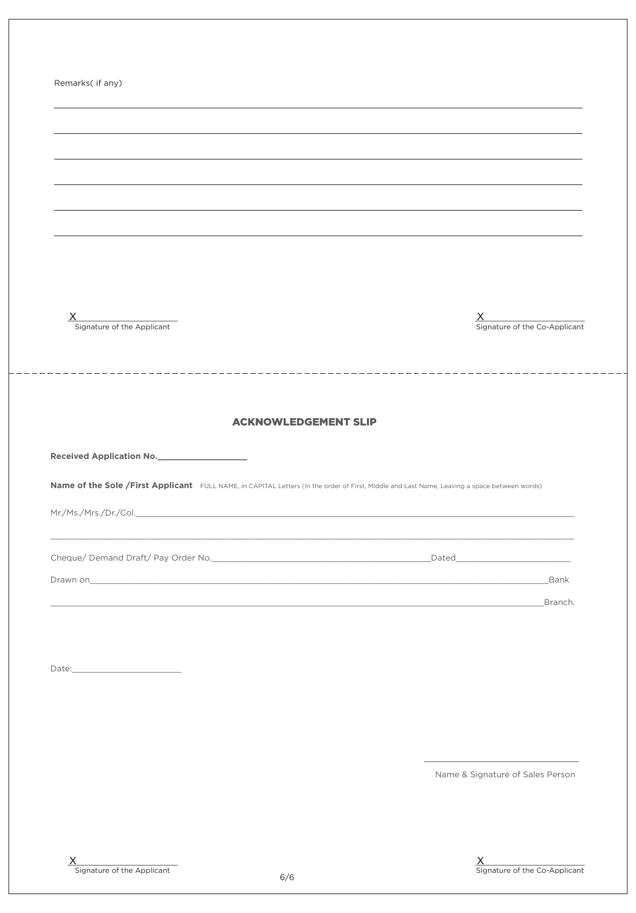Remarks( if any)

\_\_\_\_\_\_\_\_\_\_\_\_\_\_\_\_\_\_\_\_\_\_\_\_\_\_\_\_\_\_\_\_\_\_\_\_\_\_\_\_\_\_\_\_\_\_\_\_

\_\_\_\_\_\_\_\_\_\_\_\_\_\_\_\_\_\_\_\_\_\_\_\_\_\_\_\_\_\_\_\_\_\_\_\_\_\_\_\_\_\_\_\_\_\_\_\_

\_\_\_\_\_\_\_\_\_\_\_\_\_\_\_\_\_\_\_\_\_\_\_\_\_\_\_\_\_\_\_\_\_\_\_\_\_\_\_\_\_\_\_\_\_\_\_\_

\_\_\_\_\_\_\_\_\_\_\_\_\_\_\_\_\_\_\_\_\_\_\_\_\_\_\_\_\_\_\_\_\_\_\_\_\_\_\_\_\_\_\_\_\_\_\_\_

\_\_\_\_\_\_\_\_\_\_\_\_\_\_\_\_\_\_\_\_\_\_\_\_\_\_\_\_\_\_\_\_\_\_\_\_\_\_\_\_\_\_\_\_\_\_\_\_

\_\_\_\_\_\_\_\_\_\_\_\_\_\_\_\_\_\_\_\_\_\_\_\_\_\_\_\_\_\_\_\_\_\_\_\_\_\_\_\_\_\_\_\_\_\_\_\_

X\_\_\_\_\_\_\_\_\_\_\_\_\_\_\_\_\_\_\_\_
Signature of the Applicant

X\_\_\_\_\_\_\_\_\_\_\_\_\_\_\_\_\_\_\_\_
Signature of the Co-Applicant

---

## ACKNOWLEDGEMENT SLIP

**Received Application No.\_\_\_\_\_\_\_\_\_\_\_\_\_\_\_\_\_\_**

**Name of the Sole /First Applicant** FULL NAME, in CAPITAL Letters (In the order of First, Middle and Last Name, Leaving a space between words)

Mr./Ms./Mrs./Dr./Col.\_\_\_\_\_\_\_\_\_\_\_\_\_\_\_\_\_\_\_\_\_\_\_\_\_\_\_\_\_\_\_\_\_\_\_\_\_\_\_\_\_\_\_\_\_\_\_\_

\_\_\_\_\_\_\_\_\_\_\_\_\_\_\_\_\_\_\_\_\_\_\_\_\_\_\_\_\_\_\_\_\_\_\_\_\_\_\_\_\_\_\_\_\_\_\_\_

Cheque/ Demand Draft/ Pay Order No.\_\_\_\_\_\_\_\_\_\_\_\_\_\_\_\_\_\_\_\_\_\_\_\_\_\_\_\_Dated\_\_\_\_\_\_\_\_\_\_\_\_\_\_\_\_\_\_\_\_

Drawn on\_\_\_\_\_\_\_\_\_\_\_\_\_\_\_\_\_\_\_\_\_\_\_\_\_\_\_\_\_\_\_\_\_\_\_\_\_\_\_\_\_\_\_\_\_\_\_\_Bank

\_\_\_\_\_\_\_\_\_\_\_\_\_\_\_\_\_\_\_\_\_\_\_\_\_\_\_\_\_\_\_\_\_\_\_\_\_\_\_\_\_\_\_\_\_\_\_\_Branch.

Date:\_\_\_\_\_\_\_\_\_\_\_\_\_\_\_\_\_\_\_\_

\_\_\_\_\_\_\_\_\_\_\_\_\_\_\_\_\_\_\_\_\_\_\_\_\_\_\_\_
Name & Signature of Sales Person

X\_\_\_\_\_\_\_\_\_\_\_\_\_\_\_\_\_\_\_\_
Signature of the Applicant

X\_\_\_\_\_\_\_\_\_\_\_\_\_\_\_\_\_\_\_\_
Signature of the Co-Applicant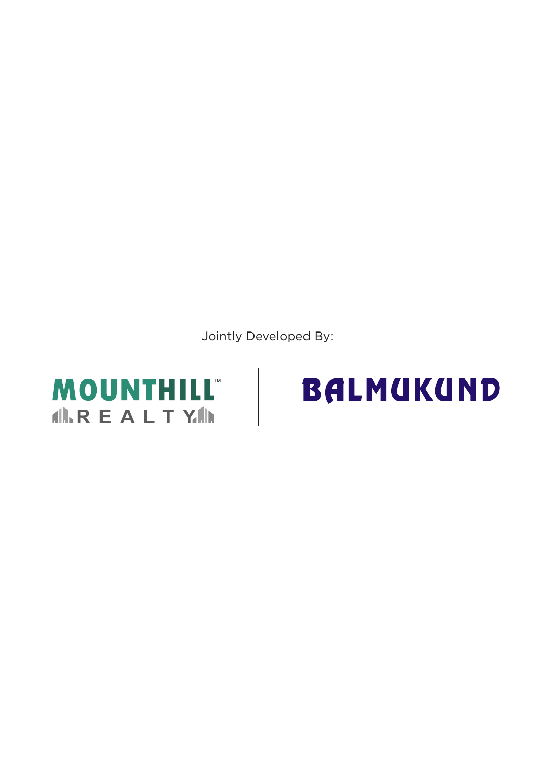Jointly Developed By:

MOUNTHILL™ REALTY

BALMUKUND